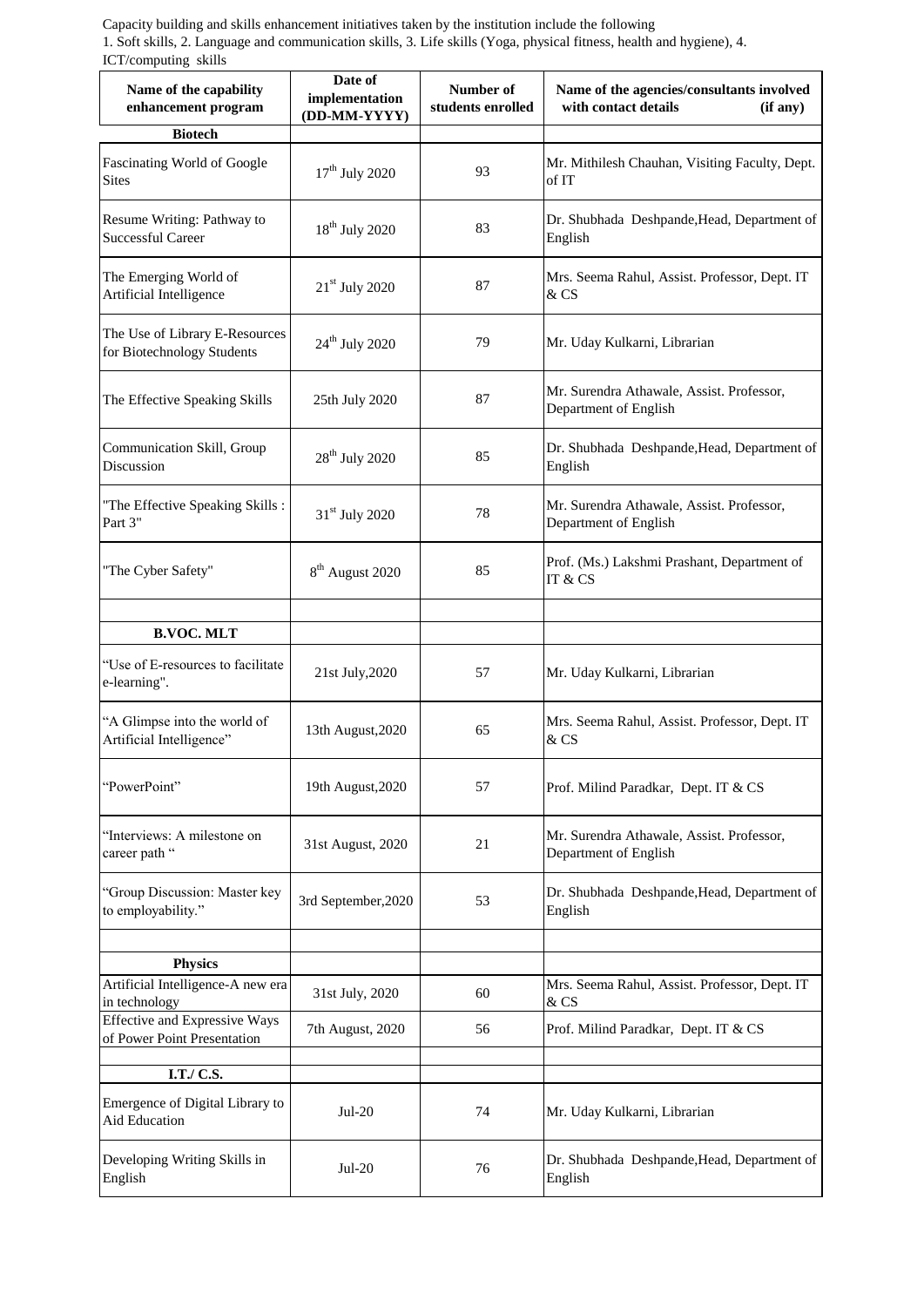Capacity building and skills enhancement initiatives taken by the institution include the following
1. Soft skills, 2. Language and communication skills, 3. Life skills (Yoga, physical fitness, health and hygiene), 4. ICT/computing skills

| Name of the capability enhancement program | Date of implementation (DD-MM-YYYY) | Number of students enrolled | Name of the agencies/consultants involved with contact details (if any) |
|---|---|---|---|
| **Biotech** | | | |
| Fascinating World of Google Sites | 17th July 2020 | 93 | Mr. Mithilesh Chauhan, Visiting Faculty, Dept. of IT |
| Resume Writing: Pathway to Successful Career | 18th July 2020 | 83 | Dr. Shubhada Deshpande,Head, Department of English |
| The Emerging World of Artificial Intelligence | 21st July 2020 | 87 | Mrs. Seema Rahul, Assist. Professor, Dept. IT & CS |
| The Use of Library E-Resources for Biotechnology Students | 24th July 2020 | 79 | Mr. Uday Kulkarni, Librarian |
| The Effective Speaking Skills | 25th July 2020 | 87 | Mr. Surendra Athawale, Assist. Professor, Department of English |
| Communication Skill, Group Discussion | 28th July 2020 | 85 | Dr. Shubhada Deshpande,Head, Department of English |
| "The Effective Speaking Skills : Part 3" | 31st July 2020 | 78 | Mr. Surendra Athawale, Assist. Professor, Department of English |
| "The Cyber Safety" | 8th August 2020 | 85 | Prof. (Ms.) Lakshmi Prashant, Department of IT & CS |
| | | | |
| **B.VOC. MLT** | | | |
| "Use of E-resources to facilitate e-learning". | 21st July,2020 | 57 | Mr. Uday Kulkarni, Librarian |
| "A Glimpse into the world of Artificial Intelligence" | 13th August,2020 | 65 | Mrs. Seema Rahul, Assist. Professor, Dept. IT & CS |
| "PowerPoint" | 19th August,2020 | 57 | Prof. Milind Paradkar, Dept. IT & CS |
| "Interviews: A milestone on career path " | 31st August, 2020 | 21 | Mr. Surendra Athawale, Assist. Professor, Department of English |
| "Group Discussion: Master key to employability." | 3rd September,2020 | 53 | Dr. Shubhada Deshpande,Head, Department of English |
| | | | |
| **Physics** | | | |
| Artificial Intelligence-A new era in technology | 31st July, 2020 | 60 | Mrs. Seema Rahul, Assist. Professor, Dept. IT & CS |
| Effective and Expressive Ways of Power Point Presentation | 7th August, 2020 | 56 | Prof. Milind Paradkar, Dept. IT & CS |
| | | | |
| **I.T./ C.S.** | | | |
| Emergence of Digital Library to Aid Education | Jul-20 | 74 | Mr. Uday Kulkarni, Librarian |
| Developing Writing Skills in English | Jul-20 | 76 | Dr. Shubhada Deshpande,Head, Department of English |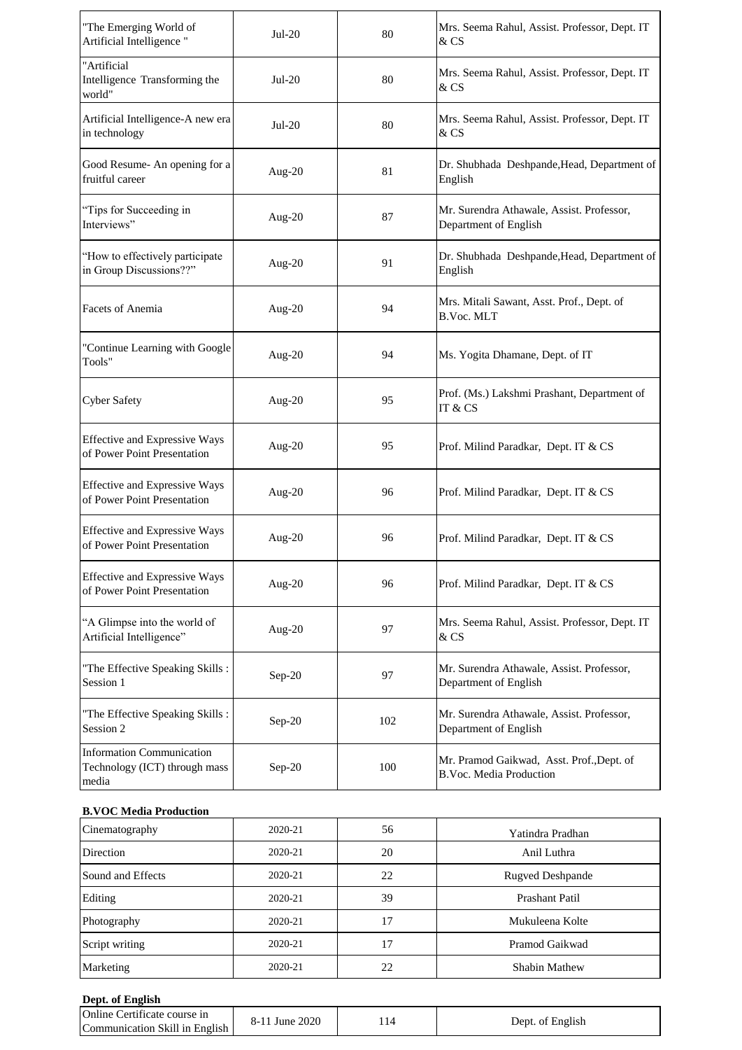| | | | |
|---|---|---|---|
| "The Emerging World of Artificial Intelligence " | Jul-20 | 80 | Mrs. Seema Rahul, Assist. Professor, Dept. IT & CS |
| "Artificial Intelligence Transforming the world" | Jul-20 | 80 | Mrs. Seema Rahul, Assist. Professor, Dept. IT & CS |
| Artificial Intelligence-A new era in technology | Jul-20 | 80 | Mrs. Seema Rahul, Assist. Professor, Dept. IT & CS |
| Good Resume- An opening for a fruitful career | Aug-20 | 81 | Dr. Shubhada Deshpande,Head, Department of English |
| "Tips for Succeeding in Interviews" | Aug-20 | 87 | Mr. Surendra Athawale, Assist. Professor, Department of English |
| "How to effectively participate in Group Discussions??" | Aug-20 | 91 | Dr. Shubhada Deshpande,Head, Department of English |
| Facets of Anemia | Aug-20 | 94 | Mrs. Mitali Sawant, Asst. Prof., Dept. of B.Voc. MLT |
| "Continue Learning with Google Tools" | Aug-20 | 94 | Ms. Yogita Dhamane, Dept. of IT |
| Cyber Safety | Aug-20 | 95 | Prof. (Ms.) Lakshmi Prashant, Department of IT & CS |
| Effective and Expressive Ways of Power Point Presentation | Aug-20 | 95 | Prof. Milind Paradkar, Dept. IT & CS |
| Effective and Expressive Ways of Power Point Presentation | Aug-20 | 96 | Prof. Milind Paradkar, Dept. IT & CS |
| Effective and Expressive Ways of Power Point Presentation | Aug-20 | 96 | Prof. Milind Paradkar, Dept. IT & CS |
| Effective and Expressive Ways of Power Point Presentation | Aug-20 | 96 | Prof. Milind Paradkar, Dept. IT & CS |
| "A Glimpse into the world of Artificial Intelligence" | Aug-20 | 97 | Mrs. Seema Rahul, Assist. Professor, Dept. IT & CS |
| "The Effective Speaking Skills : Session 1 | Sep-20 | 97 | Mr. Surendra Athawale, Assist. Professor, Department of English |
| "The Effective Speaking Skills : Session 2 | Sep-20 | 102 | Mr. Surendra Athawale, Assist. Professor, Department of English |
| Information Communication Technology (ICT) through mass media | Sep-20 | 100 | Mr. Pramod Gaikwad, Asst. Prof.,Dept. of B.Voc. Media Production |

**B.VOC Media Production**

| | | | |
|---|---|---|---|
| Cinematography | 2020-21 | 56 | Yatindra Pradhan |
| Direction | 2020-21 | 20 | Anil Luthra |
| Sound and Effects | 2020-21 | 22 | Rugved Deshpande |
| Editing | 2020-21 | 39 | Prashant Patil |
| Photography | 2020-21 | 17 | Mukuleena Kolte |
| Script writing | 2020-21 | 17 | Pramod Gaikwad |
| Marketing | 2020-21 | 22 | Shabin Mathew |

**Dept. of English**

| | | | |
|---|---|---|---|
| Online Certificate course in Communication Skill in English | 8-11 June 2020 | 114 | Dept. of English |